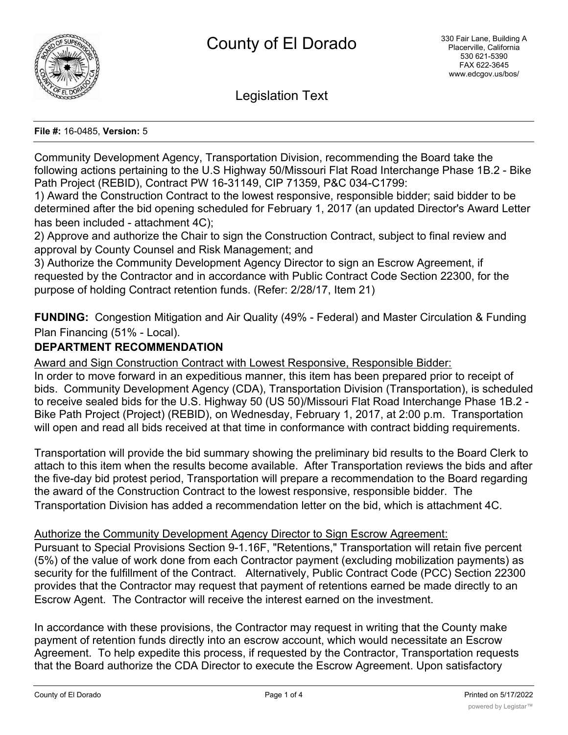# County of El Dorado

330 Fair Lane, Building A
Placerville, California
530 621-5390
FAX 622-3645
www.edcgov.us/bos/

## Legislation Text

**File #:** 16-0485, **Version:** 5

Community Development Agency, Transportation Division, recommending the Board take the following actions pertaining to the U.S Highway 50/Missouri Flat Road Interchange Phase 1B.2 - Bike Path Project (REBID), Contract PW 16-31149, CIP 71359, P&C 034-C1799:

1) Award the Construction Contract to the lowest responsive, responsible bidder; said bidder to be determined after the bid opening scheduled for February 1, 2017 (an updated Director's Award Letter has been included - attachment 4C);

2) Approve and authorize the Chair to sign the Construction Contract, subject to final review and approval by County Counsel and Risk Management; and

3) Authorize the Community Development Agency Director to sign an Escrow Agreement, if requested by the Contractor and in accordance with Public Contract Code Section 22300, for the purpose of holding Contract retention funds. (Refer: 2/28/17, Item 21)

**FUNDING:** Congestion Mitigation and Air Quality (49% - Federal) and Master Circulation & Funding Plan Financing (51% - Local).

**DEPARTMENT RECOMMENDATION**

Award and Sign Construction Contract with Lowest Responsive, Responsible Bidder:

In order to move forward in an expeditious manner, this item has been prepared prior to receipt of bids. Community Development Agency (CDA), Transportation Division (Transportation), is scheduled to receive sealed bids for the U.S. Highway 50 (US 50)/Missouri Flat Road Interchange Phase 1B.2 - Bike Path Project (Project) (REBID), on Wednesday, February 1, 2017, at 2:00 p.m. Transportation will open and read all bids received at that time in conformance with contract bidding requirements.

Transportation will provide the bid summary showing the preliminary bid results to the Board Clerk to attach to this item when the results become available. After Transportation reviews the bids and after the five-day bid protest period, Transportation will prepare a recommendation to the Board regarding the award of the Construction Contract to the lowest responsive, responsible bidder. The Transportation Division has added a recommendation letter on the bid, which is attachment 4C.

Authorize the Community Development Agency Director to Sign Escrow Agreement:

Pursuant to Special Provisions Section 9-1.16F, "Retentions," Transportation will retain five percent (5%) of the value of work done from each Contractor payment (excluding mobilization payments) as security for the fulfillment of the Contract. Alternatively, Public Contract Code (PCC) Section 22300 provides that the Contractor may request that payment of retentions earned be made directly to an Escrow Agent. The Contractor will receive the interest earned on the investment.

In accordance with these provisions, the Contractor may request in writing that the County make payment of retention funds directly into an escrow account, which would necessitate an Escrow Agreement. To help expedite this process, if requested by the Contractor, Transportation requests that the Board authorize the CDA Director to execute the Escrow Agreement. Upon satisfactory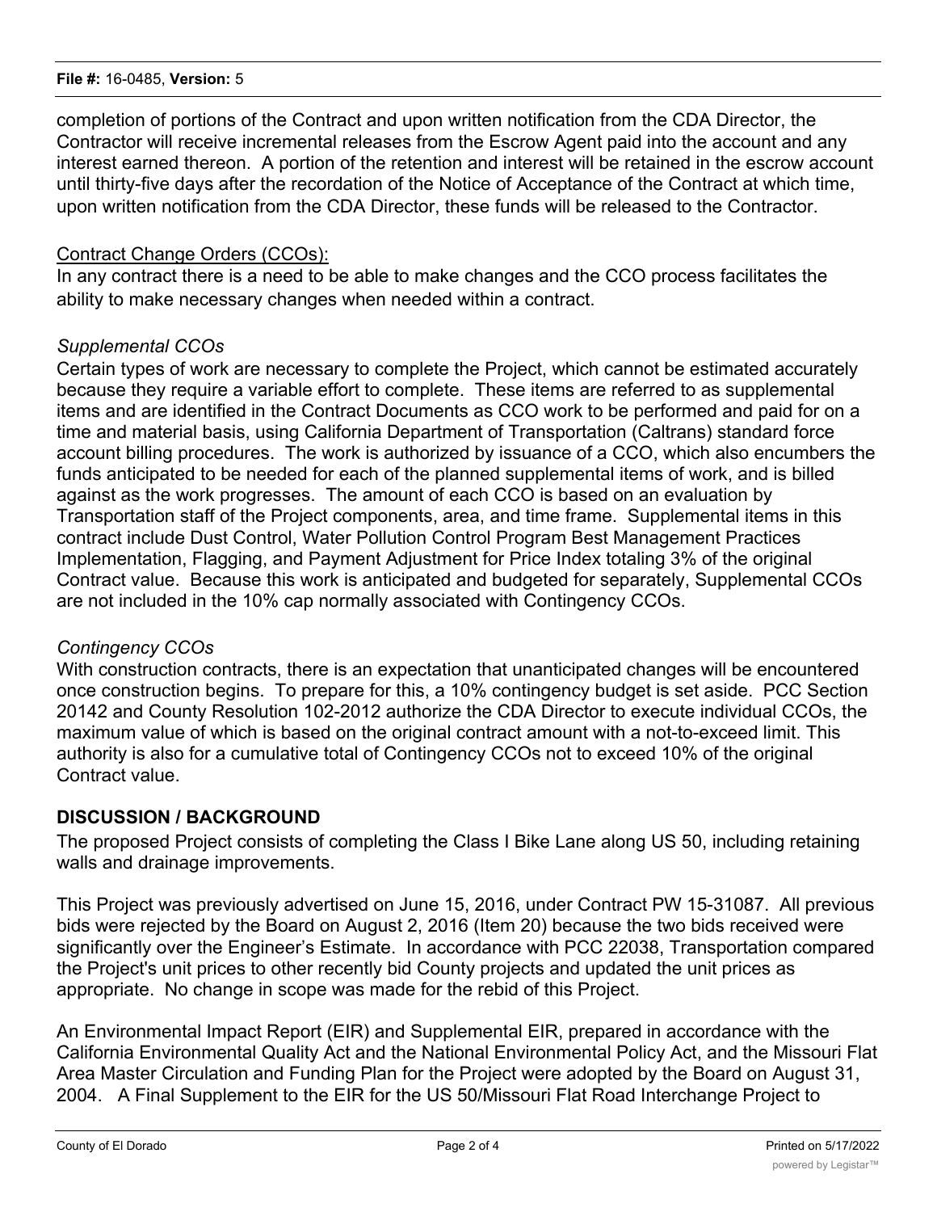completion of portions of the Contract and upon written notification from the CDA Director, the Contractor will receive incremental releases from the Escrow Agent paid into the account and any interest earned thereon. A portion of the retention and interest will be retained in the escrow account until thirty-five days after the recordation of the Notice of Acceptance of the Contract at which time, upon written notification from the CDA Director, these funds will be released to the Contractor.

Contract Change Orders (CCOs):

In any contract there is a need to be able to make changes and the CCO process facilitates the ability to make necessary changes when needed within a contract.

*Supplemental CCOs*

Certain types of work are necessary to complete the Project, which cannot be estimated accurately because they require a variable effort to complete. These items are referred to as supplemental items and are identified in the Contract Documents as CCO work to be performed and paid for on a time and material basis, using California Department of Transportation (Caltrans) standard force account billing procedures. The work is authorized by issuance of a CCO, which also encumbers the funds anticipated to be needed for each of the planned supplemental items of work, and is billed against as the work progresses. The amount of each CCO is based on an evaluation by Transportation staff of the Project components, area, and time frame. Supplemental items in this contract include Dust Control, Water Pollution Control Program Best Management Practices Implementation, Flagging, and Payment Adjustment for Price Index totaling 3% of the original Contract value. Because this work is anticipated and budgeted for separately, Supplemental CCOs are not included in the 10% cap normally associated with Contingency CCOs.

*Contingency CCOs*

With construction contracts, there is an expectation that unanticipated changes will be encountered once construction begins. To prepare for this, a 10% contingency budget is set aside. PCC Section 20142 and County Resolution 102-2012 authorize the CDA Director to execute individual CCOs, the maximum value of which is based on the original contract amount with a not-to-exceed limit. This authority is also for a cumulative total of Contingency CCOs not to exceed 10% of the original Contract value.

## DISCUSSION / BACKGROUND

The proposed Project consists of completing the Class I Bike Lane along US 50, including retaining walls and drainage improvements.

This Project was previously advertised on June 15, 2016, under Contract PW 15-31087. All previous bids were rejected by the Board on August 2, 2016 (Item 20) because the two bids received were significantly over the Engineer's Estimate. In accordance with PCC 22038, Transportation compared the Project's unit prices to other recently bid County projects and updated the unit prices as appropriate. No change in scope was made for the rebid of this Project.

An Environmental Impact Report (EIR) and Supplemental EIR, prepared in accordance with the California Environmental Quality Act and the National Environmental Policy Act, and the Missouri Flat Area Master Circulation and Funding Plan for the Project were adopted by the Board on August 31, 2004. A Final Supplement to the EIR for the US 50/Missouri Flat Road Interchange Project to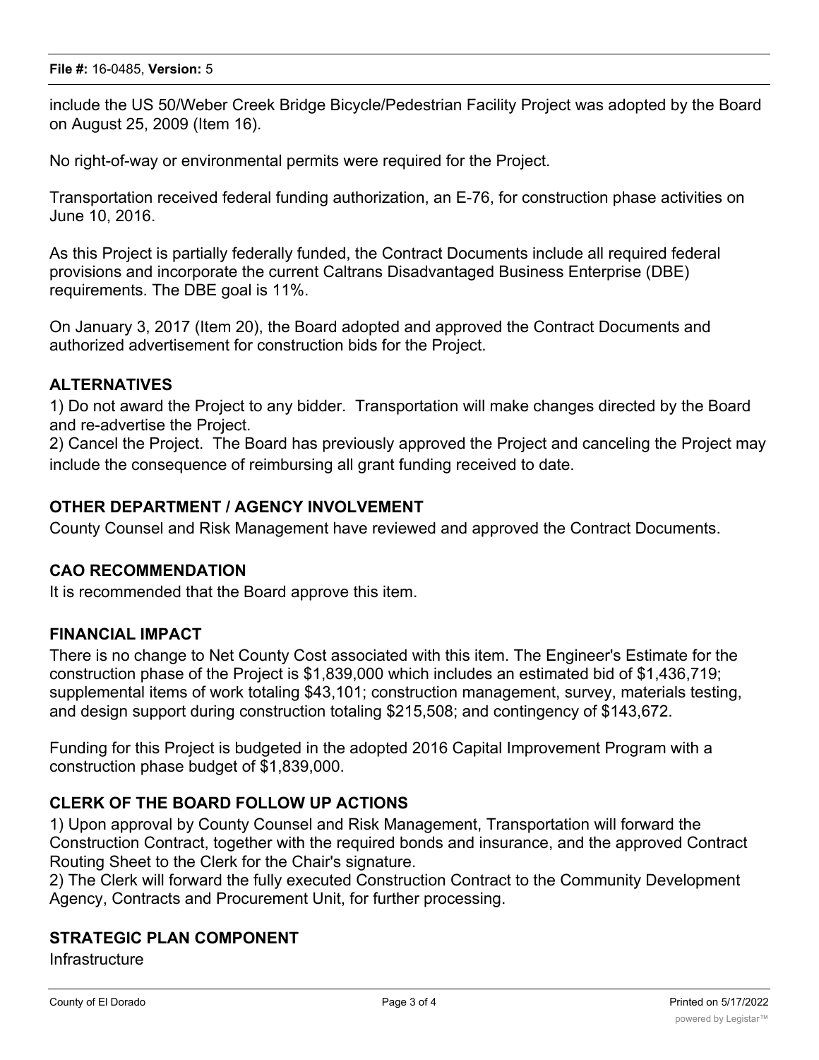include the US 50/Weber Creek Bridge Bicycle/Pedestrian Facility Project was adopted by the Board on August 25, 2009 (Item 16).

No right-of-way or environmental permits were required for the Project.

Transportation received federal funding authorization, an E-76, for construction phase activities on June 10, 2016.

As this Project is partially federally funded, the Contract Documents include all required federal provisions and incorporate the current Caltrans Disadvantaged Business Enterprise (DBE) requirements. The DBE goal is 11%.

On January 3, 2017 (Item 20), the Board adopted and approved the Contract Documents and authorized advertisement for construction bids for the Project.

## ALTERNATIVES

1) Do not award the Project to any bidder. Transportation will make changes directed by the Board and re-advertise the Project.
2) Cancel the Project. The Board has previously approved the Project and canceling the Project may include the consequence of reimbursing all grant funding received to date.

## OTHER DEPARTMENT / AGENCY INVOLVEMENT

County Counsel and Risk Management have reviewed and approved the Contract Documents.

## CAO RECOMMENDATION

It is recommended that the Board approve this item.

## FINANCIAL IMPACT

There is no change to Net County Cost associated with this item. The Engineer's Estimate for the construction phase of the Project is $1,839,000 which includes an estimated bid of $1,436,719; supplemental items of work totaling $43,101; construction management, survey, materials testing, and design support during construction totaling $215,508; and contingency of $143,672.

Funding for this Project is budgeted in the adopted 2016 Capital Improvement Program with a construction phase budget of $1,839,000.

## CLERK OF THE BOARD FOLLOW UP ACTIONS

1) Upon approval by County Counsel and Risk Management, Transportation will forward the Construction Contract, together with the required bonds and insurance, and the approved Contract Routing Sheet to the Clerk for the Chair's signature.
2) The Clerk will forward the fully executed Construction Contract to the Community Development Agency, Contracts and Procurement Unit, for further processing.

## STRATEGIC PLAN COMPONENT

Infrastructure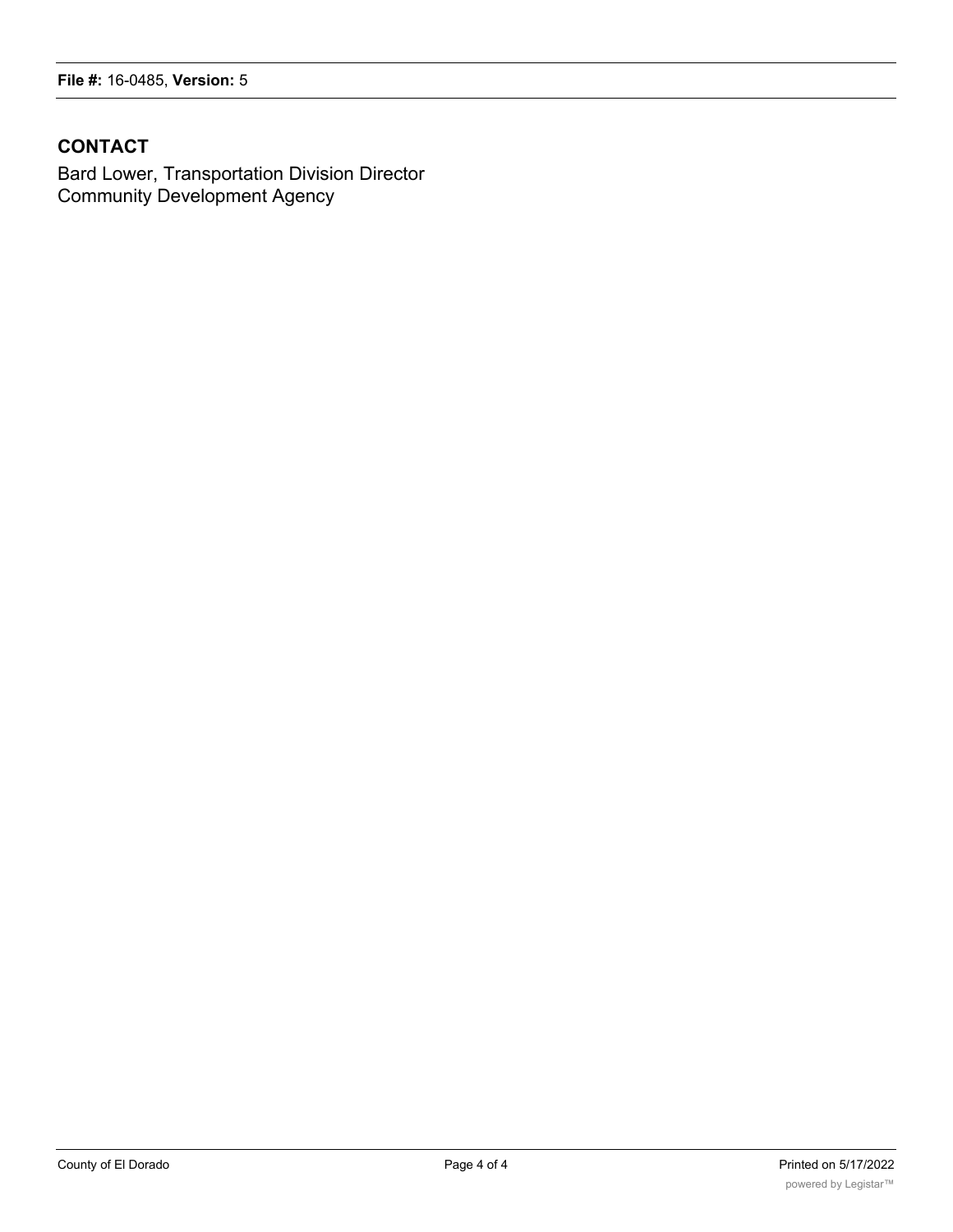## CONTACT

Bard Lower, Transportation Division Director
Community Development Agency